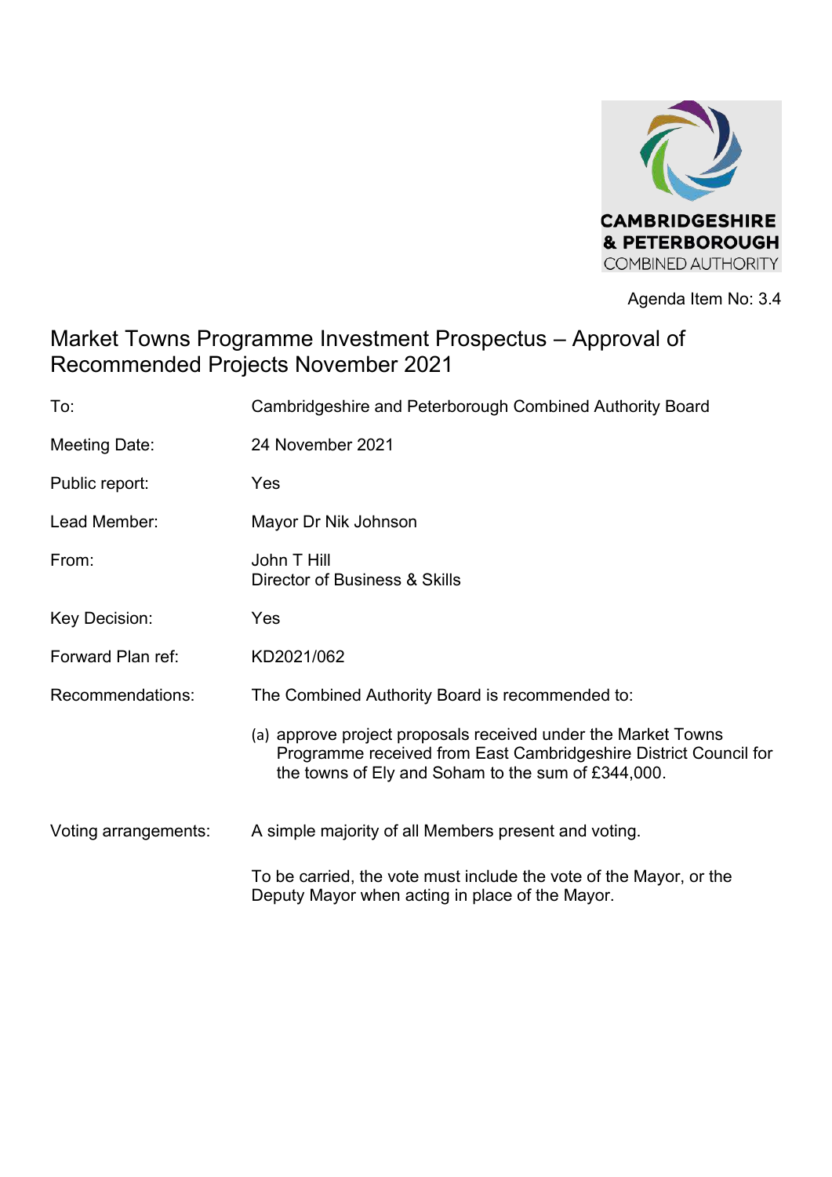Agenda Item No: 3.4

# Market Towns Programme Investment Prospectus – Approval of Recommended Projects November 2021

| | |
|---|---|
| To: | Cambridgeshire and Peterborough Combined Authority Board |
| Meeting Date: | 24 November 2021 |
| Public report: | Yes |
| Lead Member: | Mayor Dr Nik Johnson |
| From: | John T Hill<br>Director of Business & Skills |
| Key Decision: | Yes |
| Forward Plan ref: | KD2021/062 |
| Recommendations: | The Combined Authority Board is recommended to:<br><br>(a) approve project proposals received under the Market Towns Programme received from East Cambridgeshire District Council for the towns of Ely and Soham to the sum of £344,000. |
| Voting arrangements: | A simple majority of all Members present and voting.<br><br>To be carried, the vote must include the vote of the Mayor, or the Deputy Mayor when acting in place of the Mayor. |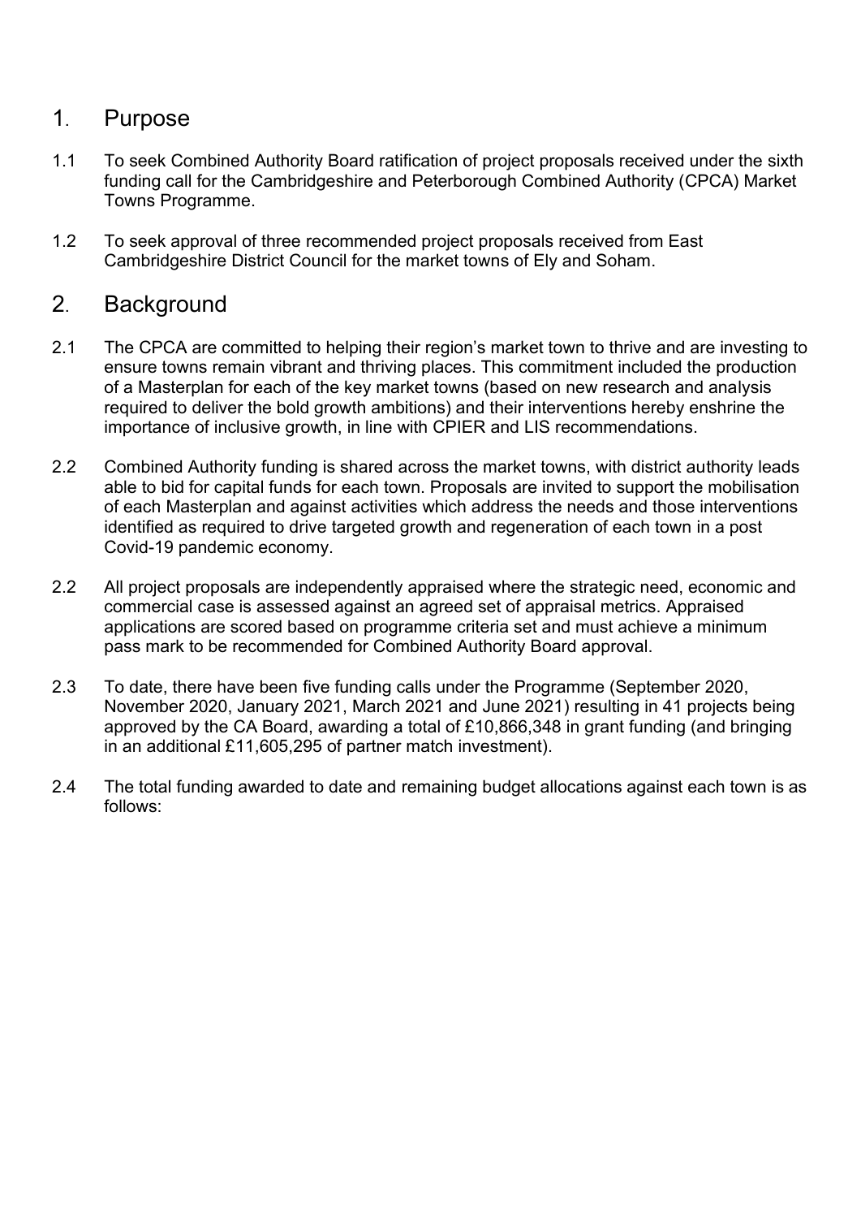## 1. Purpose

1.1 To seek Combined Authority Board ratification of project proposals received under the sixth funding call for the Cambridgeshire and Peterborough Combined Authority (CPCA) Market Towns Programme.

1.2 To seek approval of three recommended project proposals received from East Cambridgeshire District Council for the market towns of Ely and Soham.

## 2. Background

2.1 The CPCA are committed to helping their region's market town to thrive and are investing to ensure towns remain vibrant and thriving places. This commitment included the production of a Masterplan for each of the key market towns (based on new research and analysis required to deliver the bold growth ambitions) and their interventions hereby enshrine the importance of inclusive growth, in line with CPIER and LIS recommendations.

2.2 Combined Authority funding is shared across the market towns, with district authority leads able to bid for capital funds for each town. Proposals are invited to support the mobilisation of each Masterplan and against activities which address the needs and those interventions identified as required to drive targeted growth and regeneration of each town in a post Covid-19 pandemic economy.

2.2 All project proposals are independently appraised where the strategic need, economic and commercial case is assessed against an agreed set of appraisal metrics. Appraised applications are scored based on programme criteria set and must achieve a minimum pass mark to be recommended for Combined Authority Board approval.

2.3 To date, there have been five funding calls under the Programme (September 2020, November 2020, January 2021, March 2021 and June 2021) resulting in 41 projects being approved by the CA Board, awarding a total of £10,866,348 in grant funding (and bringing in an additional £11,605,295 of partner match investment).

2.4 The total funding awarded to date and remaining budget allocations against each town is as follows: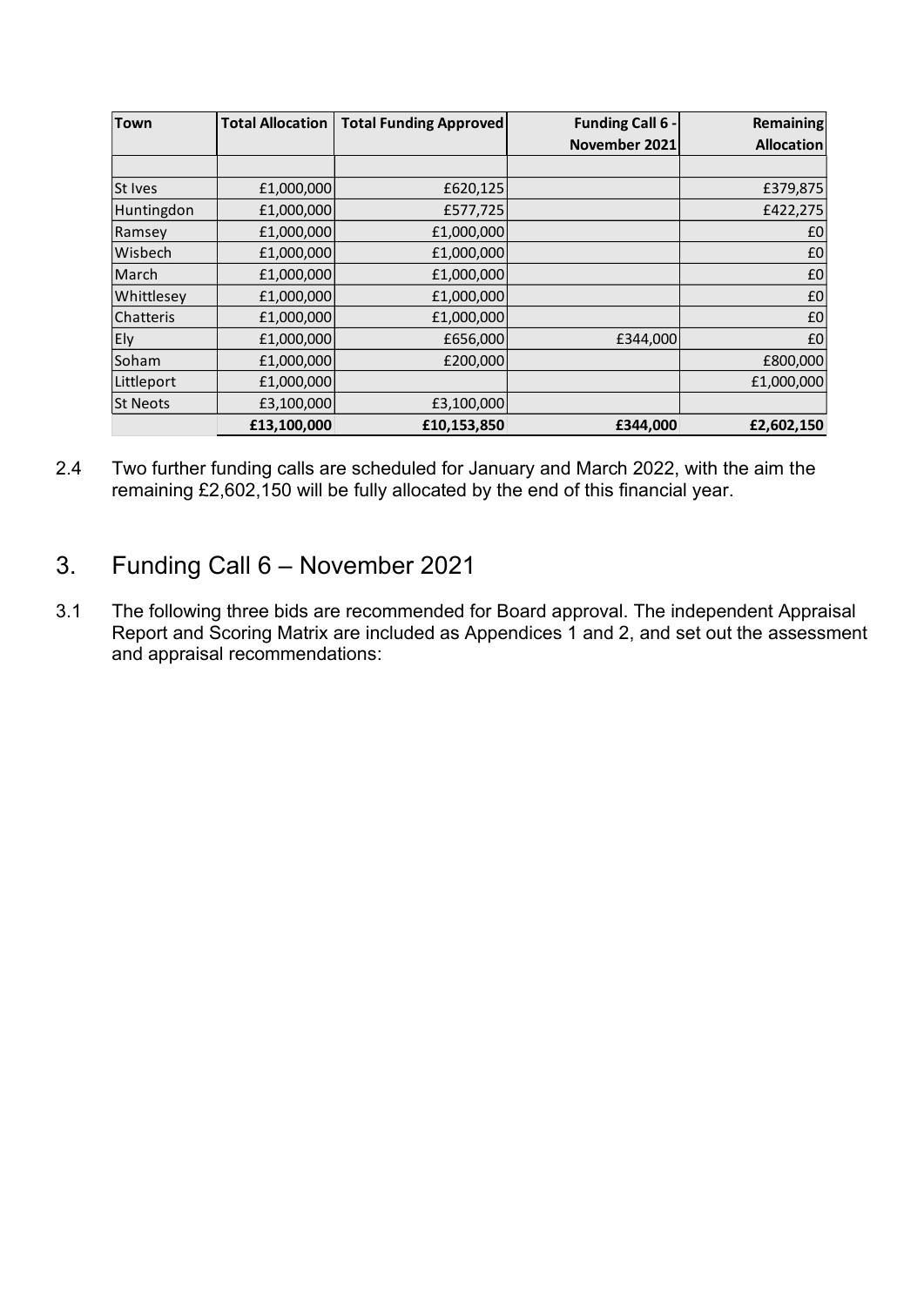| Town | Total Allocation | Total Funding Approved | Funding Call 6 - November 2021 | Remaining Allocation |
|---|---|---|---|---|
| | | | | |
| St Ives | £1,000,000 | £620,125 | | £379,875 |
| Huntingdon | £1,000,000 | £577,725 | | £422,275 |
| Ramsey | £1,000,000 | £1,000,000 | | £0 |
| Wisbech | £1,000,000 | £1,000,000 | | £0 |
| March | £1,000,000 | £1,000,000 | | £0 |
| Whittlesey | £1,000,000 | £1,000,000 | | £0 |
| Chatteris | £1,000,000 | £1,000,000 | | £0 |
| Ely | £1,000,000 | £656,000 | £344,000 | £0 |
| Soham | £1,000,000 | £200,000 | | £800,000 |
| Littleport | £1,000,000 | | | £1,000,000 |
| St Neots | £3,100,000 | £3,100,000 | | |
| | **£13,100,000** | **£10,153,850** | **£344,000** | **£2,602,150** |

2.4 Two further funding calls are scheduled for January and March 2022, with the aim the remaining £2,602,150 will be fully allocated by the end of this financial year.

## 3. Funding Call 6 – November 2021

3.1 The following three bids are recommended for Board approval. The independent Appraisal Report and Scoring Matrix are included as Appendices 1 and 2, and set out the assessment and appraisal recommendations: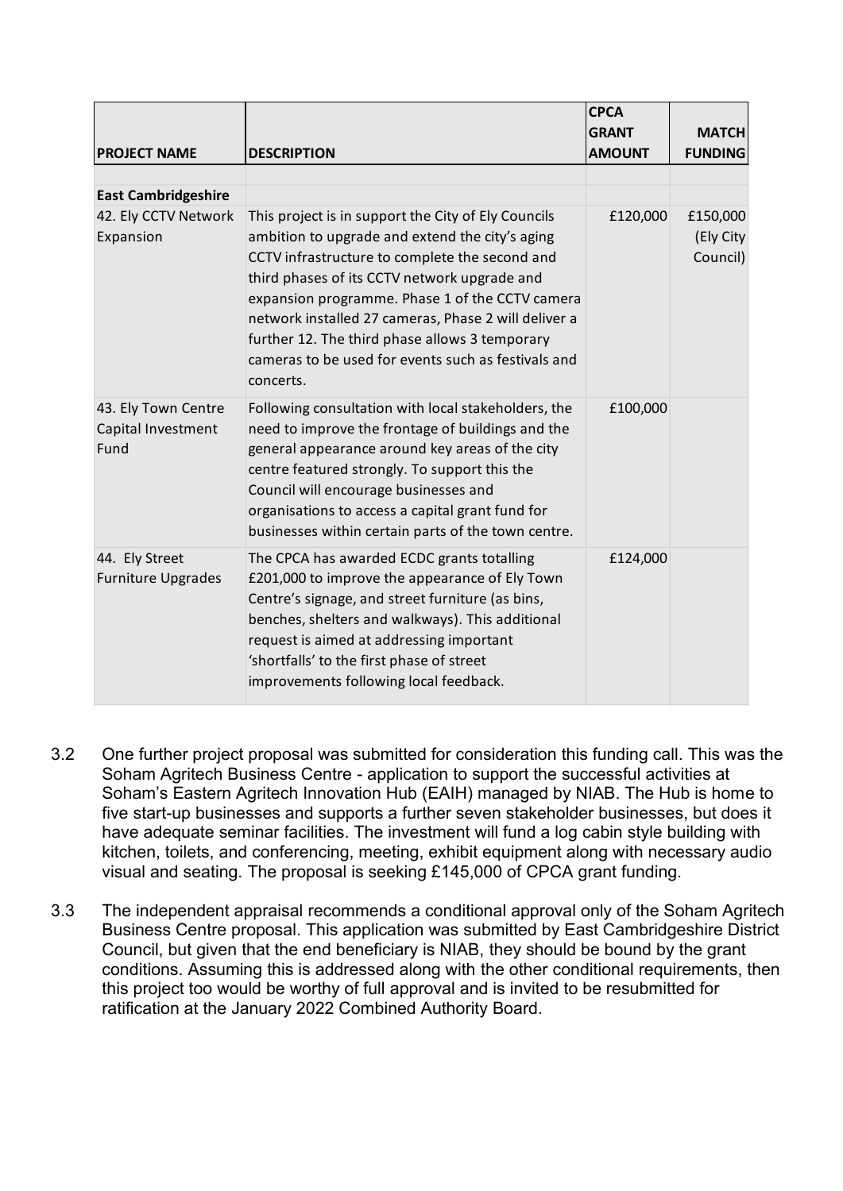| PROJECT NAME | DESCRIPTION | CPCA GRANT AMOUNT | MATCH FUNDING |
|---|---|---|---|
| | | | |
| **East Cambridgeshire** | | | |
| 42. Ely CCTV Network Expansion | This project is in support the City of Ely Councils ambition to upgrade and extend the city's aging CCTV infrastructure to complete the second and third phases of its CCTV network upgrade and expansion programme. Phase 1 of the CCTV camera network installed 27 cameras, Phase 2 will deliver a further 12. The third phase allows 3 temporary cameras to be used for events such as festivals and concerts. | £120,000 | £150,000 (Ely City Council) |
| 43. Ely Town Centre Capital Investment Fund | Following consultation with local stakeholders, the need to improve the frontage of buildings and the general appearance around key areas of the city centre featured strongly. To support this the Council will encourage businesses and organisations to access a capital grant fund for businesses within certain parts of the town centre. | £100,000 | |
| 44. Ely Street Furniture Upgrades | The CPCA has awarded ECDC grants totalling £201,000 to improve the appearance of Ely Town Centre's signage, and street furniture (as bins, benches, shelters and walkways). This additional request is aimed at addressing important 'shortfalls' to the first phase of street improvements following local feedback. | £124,000 | |

3.2 One further project proposal was submitted for consideration this funding call. This was the Soham Agritech Business Centre - application to support the successful activities at Soham's Eastern Agritech Innovation Hub (EAIH) managed by NIAB. The Hub is home to five start-up businesses and supports a further seven stakeholder businesses, but does it have adequate seminar facilities. The investment will fund a log cabin style building with kitchen, toilets, and conferencing, meeting, exhibit equipment along with necessary audio visual and seating. The proposal is seeking £145,000 of CPCA grant funding.

3.3 The independent appraisal recommends a conditional approval only of the Soham Agritech Business Centre proposal. This application was submitted by East Cambridgeshire District Council, but given that the end beneficiary is NIAB, they should be bound by the grant conditions. Assuming this is addressed along with the other conditional requirements, then this project too would be worthy of full approval and is invited to be resubmitted for ratification at the January 2022 Combined Authority Board.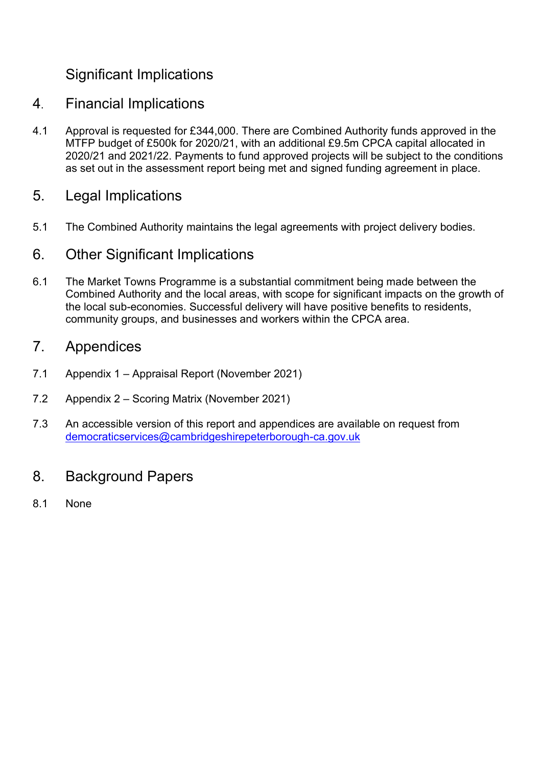## Significant Implications

## 4. Financial Implications

4.1 Approval is requested for £344,000. There are Combined Authority funds approved in the MTFP budget of £500k for 2020/21, with an additional £9.5m CPCA capital allocated in 2020/21 and 2021/22. Payments to fund approved projects will be subject to the conditions as set out in the assessment report being met and signed funding agreement in place.

## 5. Legal Implications

5.1 The Combined Authority maintains the legal agreements with project delivery bodies.

## 6. Other Significant Implications

6.1 The Market Towns Programme is a substantial commitment being made between the Combined Authority and the local areas, with scope for significant impacts on the growth of the local sub-economies. Successful delivery will have positive benefits to residents, community groups, and businesses and workers within the CPCA area.

## 7. Appendices

7.1 Appendix 1 – Appraisal Report (November 2021)

7.2 Appendix 2 – Scoring Matrix (November 2021)

7.3 An accessible version of this report and appendices are available on request from democraticservices@cambridgeshirepeterborough-ca.gov.uk

## 8. Background Papers

8.1 None